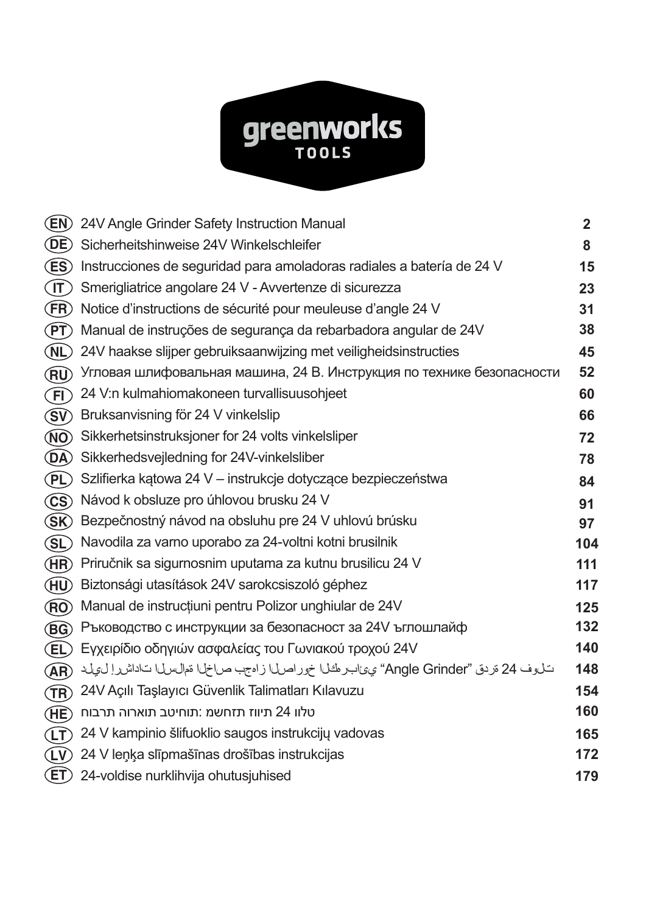greenworks
TOOLS

| | | |
|---|---|---|
| EN | 24V Angle Grinder Safety Instruction Manual | 2 |
| DE | Sicherheitshinweise 24V Winkelschleifer | 8 |
| ES | Instrucciones de seguridad para amoladoras radiales a batería de 24 V | 15 |
| IT | Smerigliatrice angolare 24 V - Avvertenze di sicurezza | 23 |
| FR | Notice d’instructions de sécurité pour meuleuse d’angle 24 V | 31 |
| PT | Manual de instruções de segurança da rebarbadora angular de 24V | 38 |
| NL | 24V haakse slijper gebruiksaanwijzing met veiligheidsinstructies | 45 |
| RU | Угловая шлифовальная машина, 24 В. Инструкция по технике безопасности | 52 |
| FI | 24 V:n kulmahiomakoneen turvallisuusohjeet | 60 |
| SV | Bruksanvisning för 24 V vinkelslip | 66 |
| NO | Sikkerhetsinstruksjoner for 24 volts vinkelsliper | 72 |
| DA | Sikkerhedsvejledning for 24V-vinkelsliber | 78 |
| PL | Szlifierka kątowa 24 V – instrukcje dotyczące bezpieczeństwa | 84 |
| CS | Návod k obsluze pro úhlovou brusku 24 V | 91 |
| SK | Bezpečnostný návod na obsluhu pre 24 V uhlovú brúsku | 97 |
| SL | Navodila za varno uporabo za 24-voltni kotni brusilnik | 104 |
| HR | Priručnik sa sigurnosnim uputama za kutnu brusilicu 24 V | 111 |
| HU | Biztonsági utasítások 24V sarokcsiszoló géphez | 117 |
| RO | Manual de instrucțiuni pentru Polizor unghiular de 24V | 125 |
| BG | Ръководство с инструкции за безопасност за 24V ъглошлайф | 132 |
| EL | Εγχειρίδιο οδηγιών ασφαλείας του Γωνιακού τροχού 24V | 140 |
| AR | دليل إرشادات السلامة الخاص بجهاز الصاروخ الكهربائي “Angle Grinder” قدرة 24 فولت | 148 |
| TR | 24V Açılı Taşlayıcı Güvenlik Talimatları Kılavuzu | 154 |
| HE | חוברת הוראות בטיחות: משחזת זווית 24 וולט | 160 |
| LT | 24 V kampinio šlifuoklio saugos instrukcijų vadovas | 165 |
| LV | 24 V leņķa slīpmašīnas drošības instrukcijas | 172 |
| ET | 24-voldise nurklihvija ohutusjuhised | 179 |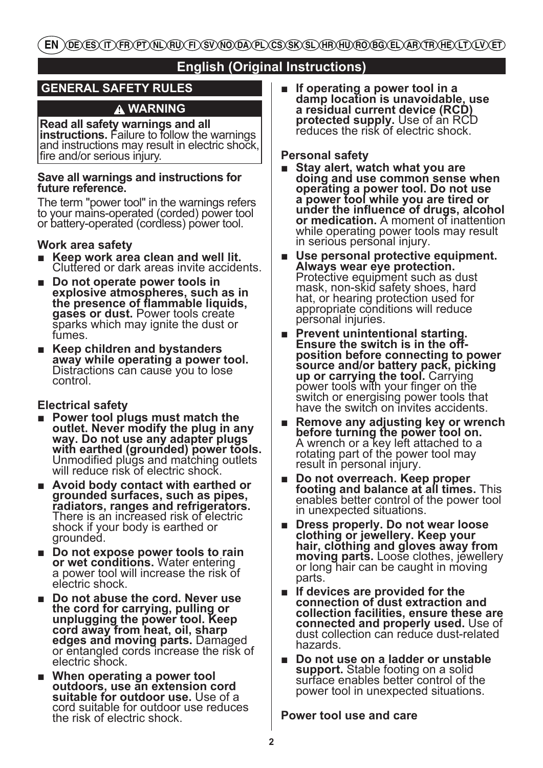EN DE ES IT FR PT NL RU FI SV NO DA PL CS SK SL HR HU RO BG EL AR TR HE LT LV ET

# English (Original Instructions)

## GENERAL SAFETY RULES

**⚠ WARNING**

**Read all safety warnings and all instructions.** Failure to follow the warnings and instructions may result in electric shock, fire and/or serious injury.

**Save all warnings and instructions for future reference.**

The term "power tool" in the warnings refers to your mains-operated (corded) power tool or battery-operated (cordless) power tool.

### Work area safety

- **Keep work area clean and well lit.** Cluttered or dark areas invite accidents.
- **Do not operate power tools in explosive atmospheres, such as in the presence of flammable liquids, gases or dust.** Power tools create sparks which may ignite the dust or fumes.
- **Keep children and bystanders away while operating a power tool.** Distractions can cause you to lose control.

### Electrical safety

- **Power tool plugs must match the outlet. Never modify the plug in any way. Do not use any adapter plugs with earthed (grounded) power tools.** Unmodified plugs and matching outlets will reduce risk of electric shock.
- **Avoid body contact with earthed or grounded surfaces, such as pipes, radiators, ranges and refrigerators.** There is an increased risk of electric shock if your body is earthed or grounded.
- **Do not expose power tools to rain or wet conditions.** Water entering a power tool will increase the risk of electric shock.
- **Do not abuse the cord. Never use the cord for carrying, pulling or unplugging the power tool. Keep cord away from heat, oil, sharp edges and moving parts.** Damaged or entangled cords increase the risk of electric shock.
- **When operating a power tool outdoors, use an extension cord suitable for outdoor use.** Use of a cord suitable for outdoor use reduces the risk of electric shock.
- **If operating a power tool in a damp location is unavoidable, use a residual current device (RCD) protected supply.** Use of an RCD reduces the risk of electric shock.

### Personal safety

- **Stay alert, watch what you are doing and use common sense when operating a power tool. Do not use a power tool while you are tired or under the influence of drugs, alcohol or medication.** A moment of inattention while operating power tools may result in serious personal injury.
- **Use personal protective equipment. Always wear eye protection.** Protective equipment such as dust mask, non-skid safety shoes, hard hat, or hearing protection used for appropriate conditions will reduce personal injuries.
- **Prevent unintentional starting. Ensure the switch is in the off-position before connecting to power source and/or battery pack, picking up or carrying the tool.** Carrying power tools with your finger on the switch or energising power tools that have the switch on invites accidents.
- **Remove any adjusting key or wrench before turning the power tool on.** A wrench or a key left attached to a rotating part of the power tool may result in personal injury.
- **Do not overreach. Keep proper footing and balance at all times.** This enables better control of the power tool in unexpected situations.
- **Dress properly. Do not wear loose clothing or jewellery. Keep your hair, clothing and gloves away from moving parts.** Loose clothes, jewellery or long hair can be caught in moving parts.
- **If devices are provided for the connection of dust extraction and collection facilities, ensure these are connected and properly used.** Use of dust collection can reduce dust-related hazards.
- **Do not use on a ladder or unstable support.** Stable footing on a solid surface enables better control of the power tool in unexpected situations.

### Power tool use and care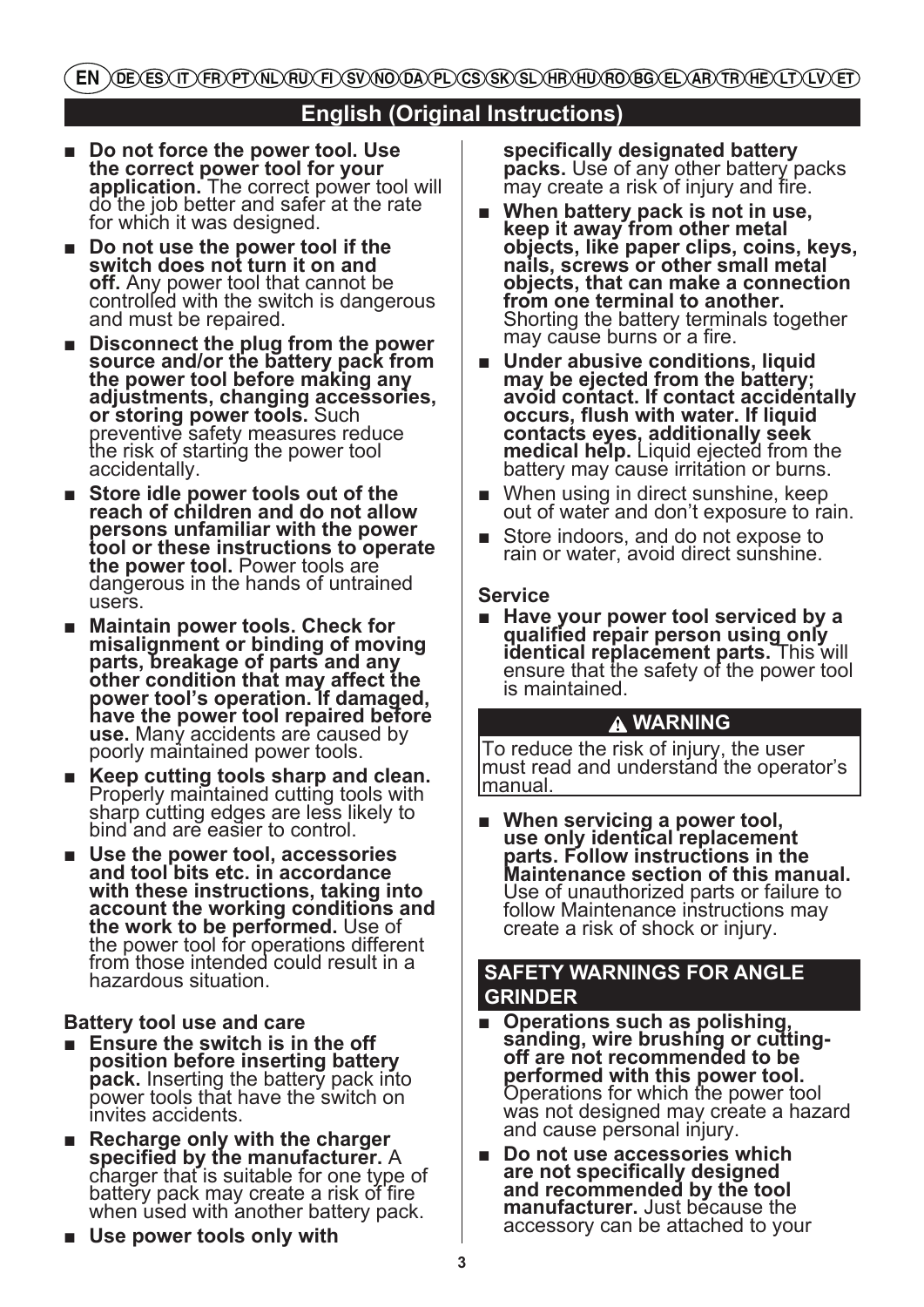EN DE ES IT FR PT NL RU FI SV NO DA PL CS SK SL HR HU RO BG EL AR TR HE LT LV ET

## English (Original Instructions)

- **Do not force the power tool. Use the correct power tool for your application.** The correct power tool will do the job better and safer at the rate for which it was designed.
- **Do not use the power tool if the switch does not turn it on and off.** Any power tool that cannot be controlled with the switch is dangerous and must be repaired.
- **Disconnect the plug from the power source and/or the battery pack from the power tool before making any adjustments, changing accessories, or storing power tools.** Such preventive safety measures reduce the risk of starting the power tool accidentally.
- **Store idle power tools out of the reach of children and do not allow persons unfamiliar with the power tool or these instructions to operate the power tool.** Power tools are dangerous in the hands of untrained users.
- **Maintain power tools. Check for misalignment or binding of moving parts, breakage of parts and any other condition that may affect the power tool's operation. If damaged, have the power tool repaired before use.** Many accidents are caused by poorly maintained power tools.
- **Keep cutting tools sharp and clean.** Properly maintained cutting tools with sharp cutting edges are less likely to bind and are easier to control.
- **Use the power tool, accessories and tool bits etc. in accordance with these instructions, taking into account the working conditions and the work to be performed.** Use of the power tool for operations different from those intended could result in a hazardous situation.

**Battery tool use and care**

- **Ensure the switch is in the off position before inserting battery pack.** Inserting the battery pack into power tools that have the switch on invites accidents.
- **Recharge only with the charger specified by the manufacturer.** A charger that is suitable for one type of battery pack may create a risk of fire when used with another battery pack.
- **Use power tools only with specifically designated battery packs.** Use of any other battery packs may create a risk of injury and fire.
- **When battery pack is not in use, keep it away from other metal objects, like paper clips, coins, keys, nails, screws or other small metal objects, that can make a connection from one terminal to another.** Shorting the battery terminals together may cause burns or a fire.
- **Under abusive conditions, liquid may be ejected from the battery; avoid contact. If contact accidentally occurs, flush with water. If liquid contacts eyes, additionally seek medical help.** Liquid ejected from the battery may cause irritation or burns.
- When using in direct sunshine, keep out of water and don't exposure to rain.
- Store indoors, and do not expose to rain or water, avoid direct sunshine.

**Service**

- **Have your power tool serviced by a qualified repair person using only identical replacement parts.** This will ensure that the safety of the power tool is maintained.

**⚠ WARNING**

To reduce the risk of injury, the user must read and understand the operator's manual.

- **When servicing a power tool, use only identical replacement parts. Follow instructions in the Maintenance section of this manual.** Use of unauthorized parts or failure to follow Maintenance instructions may create a risk of shock or injury.

### SAFETY WARNINGS FOR ANGLE GRINDER

- **Operations such as polishing, sanding, wire brushing or cutting-off are not recommended to be performed with this power tool.** Operations for which the power tool was not designed may create a hazard and cause personal injury.
- **Do not use accessories which are not specifically designed and recommended by the tool manufacturer.** Just because the accessory can be attached to your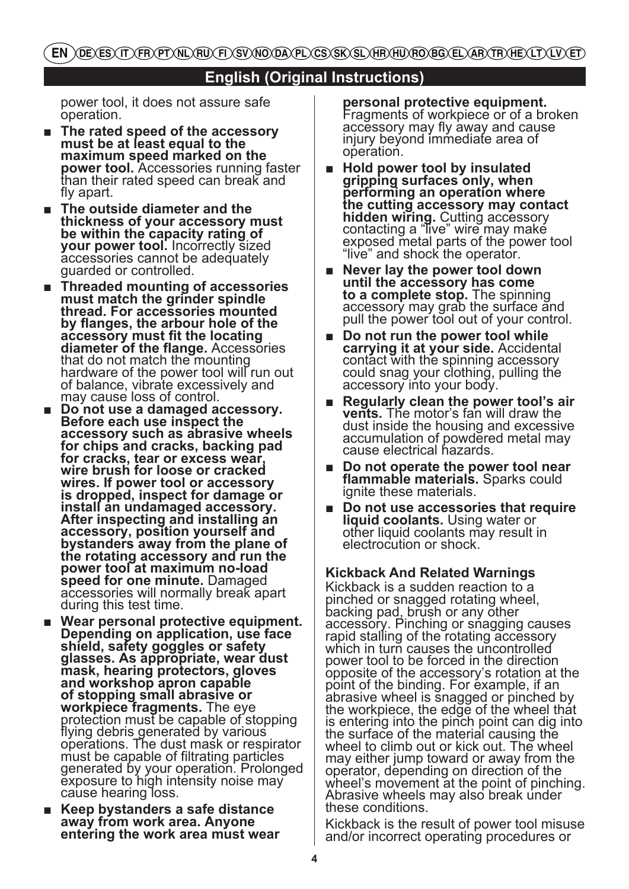power tool, it does not assure safe operation.

- **The rated speed of the accessory must be at least equal to the maximum speed marked on the power tool.** Accessories running faster than their rated speed can break and fly apart.
- **The outside diameter and the thickness of your accessory must be within the capacity rating of your power tool.** Incorrectly sized accessories cannot be adequately guarded or controlled.
- **Threaded mounting of accessories must match the grinder spindle thread. For accessories mounted by flanges, the arbour hole of the accessory must fit the locating diameter of the flange.** Accessories that do not match the mounting hardware of the power tool will run out of balance, vibrate excessively and may cause loss of control.
- **Do not use a damaged accessory. Before each use inspect the accessory such as abrasive wheels for chips and cracks, backing pad for cracks, tear or excess wear, wire brush for loose or cracked wires. If power tool or accessory is dropped, inspect for damage or install an undamaged accessory. After inspecting and installing an accessory, position yourself and bystanders away from the plane of the rotating accessory and run the power tool at maximum no-load speed for one minute.** Damaged accessories will normally break apart during this test time.
- **Wear personal protective equipment. Depending on application, use face shield, safety goggles or safety glasses. As appropriate, wear dust mask, hearing protectors, gloves and workshop apron capable of stopping small abrasive or workpiece fragments.** The eye protection must be capable of stopping flying debris generated by various operations. The dust mask or respirator must be capable of filtrating particles generated by your operation. Prolonged exposure to high intensity noise may cause hearing loss.
- **Keep bystanders a safe distance away from work area. Anyone entering the work area must wear personal protective equipment.** Fragments of workpiece or of a broken accessory may fly away and cause injury beyond immediate area of operation.
- **Hold power tool by insulated gripping surfaces only, when performing an operation where the cutting accessory may contact hidden wiring.** Cutting accessory contacting a "live" wire may make exposed metal parts of the power tool "live" and shock the operator.
- **Never lay the power tool down until the accessory has come to a complete stop.** The spinning accessory may grab the surface and pull the power tool out of your control.
- **Do not run the power tool while carrying it at your side.** Accidental contact with the spinning accessory could snag your clothing, pulling the accessory into your body.
- **Regularly clean the power tool's air vents.** The motor's fan will draw the dust inside the housing and excessive accumulation of powdered metal may cause electrical hazards.
- **Do not operate the power tool near flammable materials.** Sparks could ignite these materials.
- **Do not use accessories that require liquid coolants.** Using water or other liquid coolants may result in electrocution or shock.

### Kickback And Related Warnings

Kickback is a sudden reaction to a pinched or snagged rotating wheel, backing pad, brush or any other accessory. Pinching or snagging causes rapid stalling of the rotating accessory which in turn causes the uncontrolled power tool to be forced in the direction opposite of the accessory's rotation at the point of the binding. For example, if an abrasive wheel is snagged or pinched by the workpiece, the edge of the wheel that is entering into the pinch point can dig into the surface of the material causing the wheel to climb out or kick out. The wheel may either jump toward or away from the operator, depending on direction of the wheel's movement at the point of pinching. Abrasive wheels may also break under these conditions.

Kickback is the result of power tool misuse and/or incorrect operating procedures or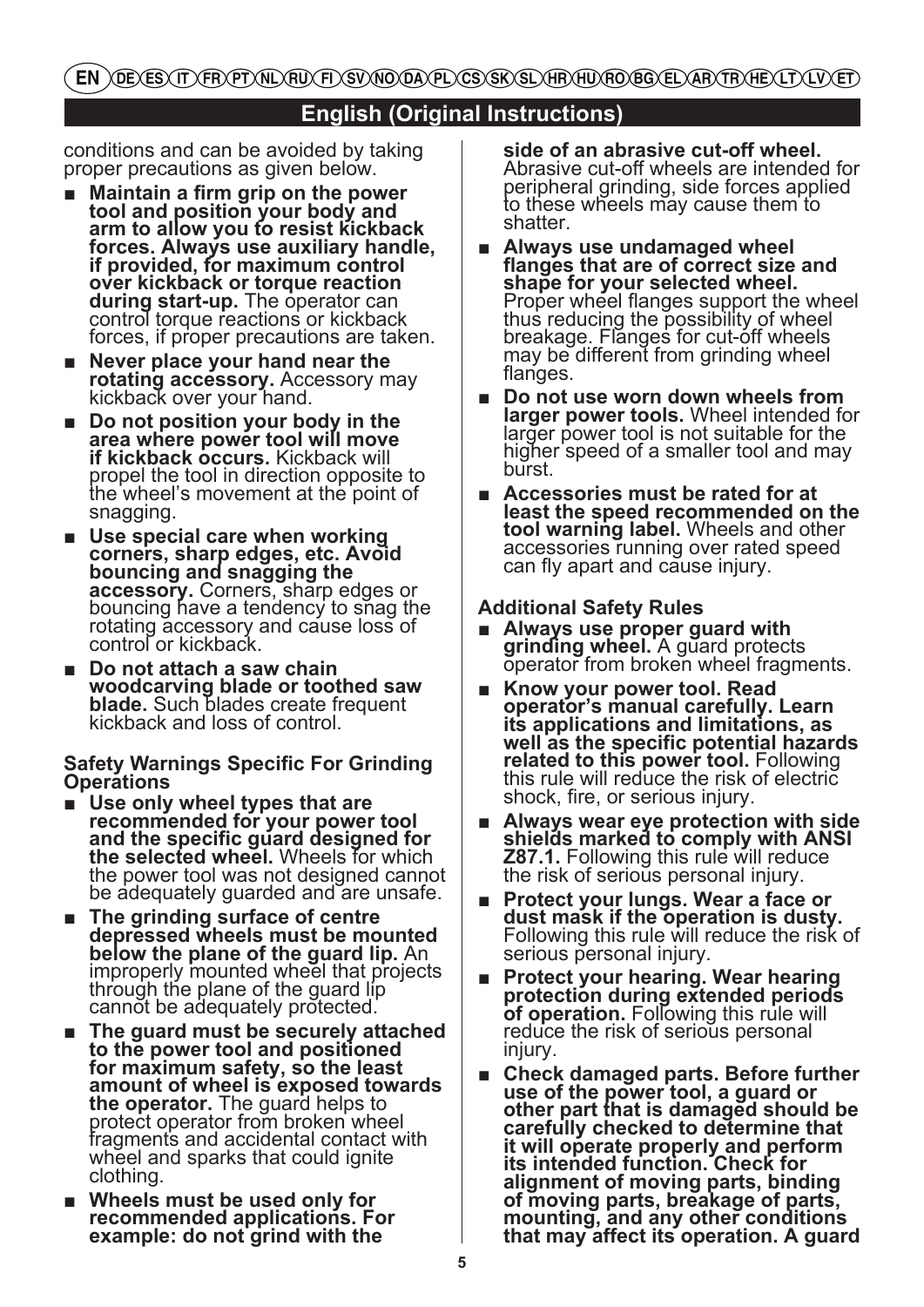conditions and can be avoided by taking proper precautions as given below.

- **Maintain a firm grip on the power tool and position your body and arm to allow you to resist kickback forces. Always use auxiliary handle, if provided, for maximum control over kickback or torque reaction during start-up.** The operator can control torque reactions or kickback forces, if proper precautions are taken.
- **Never place your hand near the rotating accessory.** Accessory may kickback over your hand.
- **Do not position your body in the area where power tool will move if kickback occurs.** Kickback will propel the tool in direction opposite to the wheel's movement at the point of snagging.
- **Use special care when working corners, sharp edges, etc. Avoid bouncing and snagging the accessory.** Corners, sharp edges or bouncing have a tendency to snag the rotating accessory and cause loss of control or kickback.
- **Do not attach a saw chain woodcarving blade or toothed saw blade.** Such blades create frequent kickback and loss of control.

**Safety Warnings Specific For Grinding Operations**

- **Use only wheel types that are recommended for your power tool and the specific guard designed for the selected wheel.** Wheels for which the power tool was not designed cannot be adequately guarded and are unsafe.
- **The grinding surface of centre depressed wheels must be mounted below the plane of the guard lip.** An improperly mounted wheel that projects through the plane of the guard lip cannot be adequately protected.
- **The guard must be securely attached to the power tool and positioned for maximum safety, so the least amount of wheel is exposed towards the operator.** The guard helps to protect operator from broken wheel fragments and accidental contact with wheel and sparks that could ignite clothing.
- **Wheels must be used only for recommended applications. For example: do not grind with the side of an abrasive cut-off wheel.** Abrasive cut-off wheels are intended for peripheral grinding, side forces applied to these wheels may cause them to shatter.
- **Always use undamaged wheel flanges that are of correct size and shape for your selected wheel.** Proper wheel flanges support the wheel thus reducing the possibility of wheel breakage. Flanges for cut-off wheels may be different from grinding wheel flanges.
- **Do not use worn down wheels from larger power tools.** Wheel intended for larger power tool is not suitable for the higher speed of a smaller tool and may burst.
- **Accessories must be rated for at least the speed recommended on the tool warning label.** Wheels and other accessories running over rated speed can fly apart and cause injury.

**Additional Safety Rules**

- **Always use proper guard with grinding wheel.** A guard protects operator from broken wheel fragments.
- **Know your power tool. Read operator's manual carefully. Learn its applications and limitations, as well as the specific potential hazards related to this power tool.** Following this rule will reduce the risk of electric shock, fire, or serious injury.
- **Always wear eye protection with side shields marked to comply with ANSI Z87.1.** Following this rule will reduce the risk of serious personal injury.
- **Protect your lungs. Wear a face or dust mask if the operation is dusty.** Following this rule will reduce the risk of serious personal injury.
- **Protect your hearing. Wear hearing protection during extended periods of operation.** Following this rule will reduce the risk of serious personal injury.
- **Check damaged parts. Before further use of the power tool, a guard or other part that is damaged should be carefully checked to determine that it will operate properly and perform its intended function. Check for alignment of moving parts, binding of moving parts, breakage of parts, mounting, and any other conditions that may affect its operation. A guard**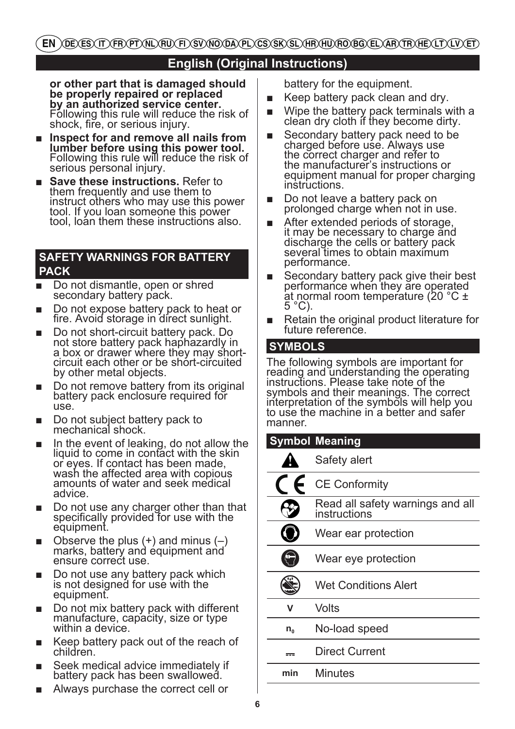**or other part that is damaged should be properly repaired or replaced by an authorized service center.** Following this rule will reduce the risk of shock, fire, or serious injury.

- **Inspect for and remove all nails from lumber before using this power tool.** Following this rule will reduce the risk of serious personal injury.
- **Save these instructions.** Refer to them frequently and use them to instruct others who may use this power tool. If you loan someone this power tool, loan them these instructions also.

## SAFETY WARNINGS FOR BATTERY PACK

- Do not dismantle, open or shred secondary battery pack.
- Do not expose battery pack to heat or fire. Avoid storage in direct sunlight.
- Do not short-circuit battery pack. Do not store battery pack haphazardly in a box or drawer where they may short-circuit each other or be short-circuited by other metal objects.
- Do not remove battery from its original battery pack enclosure required for use.
- Do not subject battery pack to mechanical shock.
- In the event of leaking, do not allow the liquid to come in contact with the skin or eyes. If contact has been made, wash the affected area with copious amounts of water and seek medical advice.
- Do not use any charger other than that specifically provided for use with the equipment.
- Observe the plus (+) and minus (–) marks, battery and equipment and ensure correct use.
- Do not use any battery pack which is not designed for use with the equipment.
- Do not mix battery pack with different manufacture, capacity, size or type within a device.
- Keep battery pack out of the reach of children.
- Seek medical advice immediately if battery pack has been swallowed.
- Always purchase the correct cell or battery for the equipment.
- Keep battery pack clean and dry.
- Wipe the battery pack terminals with a clean dry cloth if they become dirty.
- Secondary battery pack need to be charged before use. Always use the correct charger and refer to the manufacturer's instructions or equipment manual for proper charging instructions.
- Do not leave a battery pack on prolonged charge when not in use.
- After extended periods of storage, it may be necessary to charge and discharge the cells or battery pack several times to obtain maximum performance.
- Secondary battery pack give their best performance when they are operated at normal room temperature (20 °C ± 5 °C).
- Retain the original product literature for future reference.

## SYMBOLS

The following symbols are important for reading and understanding the operating instructions. Please take note of the symbols and their meanings. The correct interpretation of the symbols will help you to use the machine in a better and safer manner.

| Symbol | Meaning |
|---|---|
| | Safety alert |
| CE | CE Conformity |
| | Read all safety warnings and all instructions |
| | Wear ear protection |
| | Wear eye protection |
| | Wet Conditions Alert |
| V | Volts |
| $n_0$ | No-load speed |
| ⎓ | Direct Current |
| min | Minutes |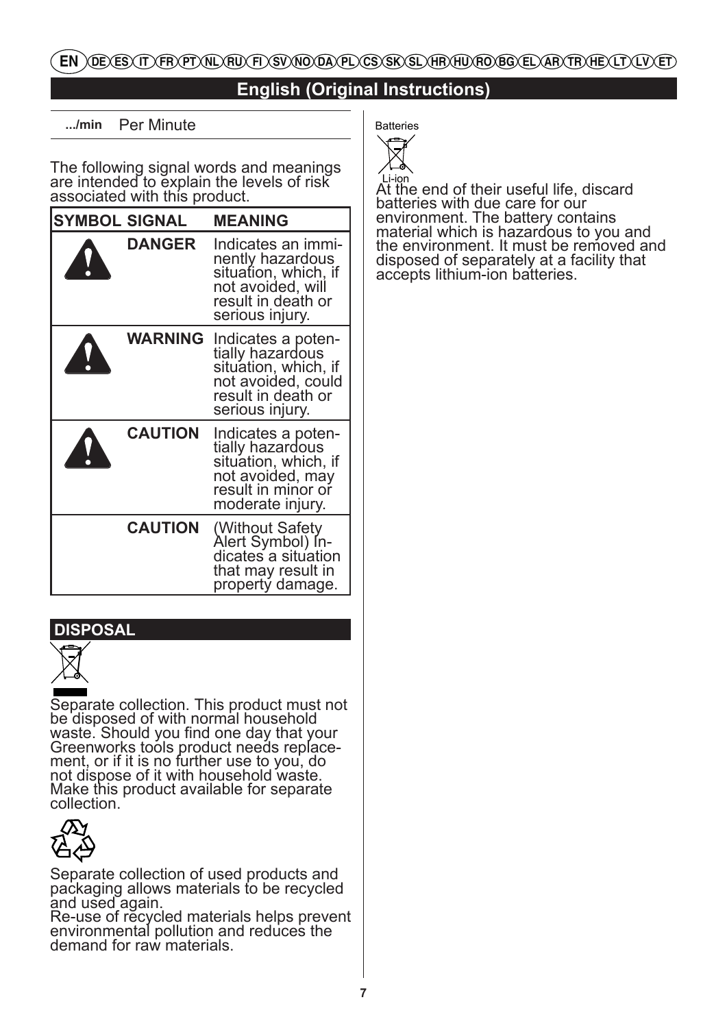EN DE ES IT FR PT NL RU FI SV NO DA PL CS SK SL HR HU RO BG EL AR TR HE LT LV ET

# English (Original Instructions)

| **.../min** | Per Minute |
|---|---|

The following signal words and meanings are intended to explain the levels of risk associated with this product.

| SYMBOL | SIGNAL | MEANING |
|---|---|---|
| ⚠ | **DANGER** | Indicates an imminently hazardous situation, which, if not avoided, will result in death or serious injury. |
| ⚠ | **WARNING** | Indicates a potentially hazardous situation, which, if not avoided, could result in death or serious injury. |
| ⚠ | **CAUTION** | Indicates a potentially hazardous situation, which, if not avoided, may result in minor or moderate injury. |
| | **CAUTION** | (Without Safety Alert Symbol) Indicates a situation that may result in property damage. |

## DISPOSAL

Separate collection. This product must not be disposed of with normal household waste. Should you find one day that your Greenworks tools product needs replacement, or if it is no further use to you, do not dispose of it with household waste. Make this product available for separate collection.

Separate collection of used products and packaging allows materials to be recycled and used again.
Re-use of recycled materials helps prevent environmental pollution and reduces the demand for raw materials.

Batteries

Li-ion

At the end of their useful life, discard batteries with due care for our environment. The battery contains material which is hazardous to you and the environment. It must be removed and disposed of separately at a facility that accepts lithium-ion batteries.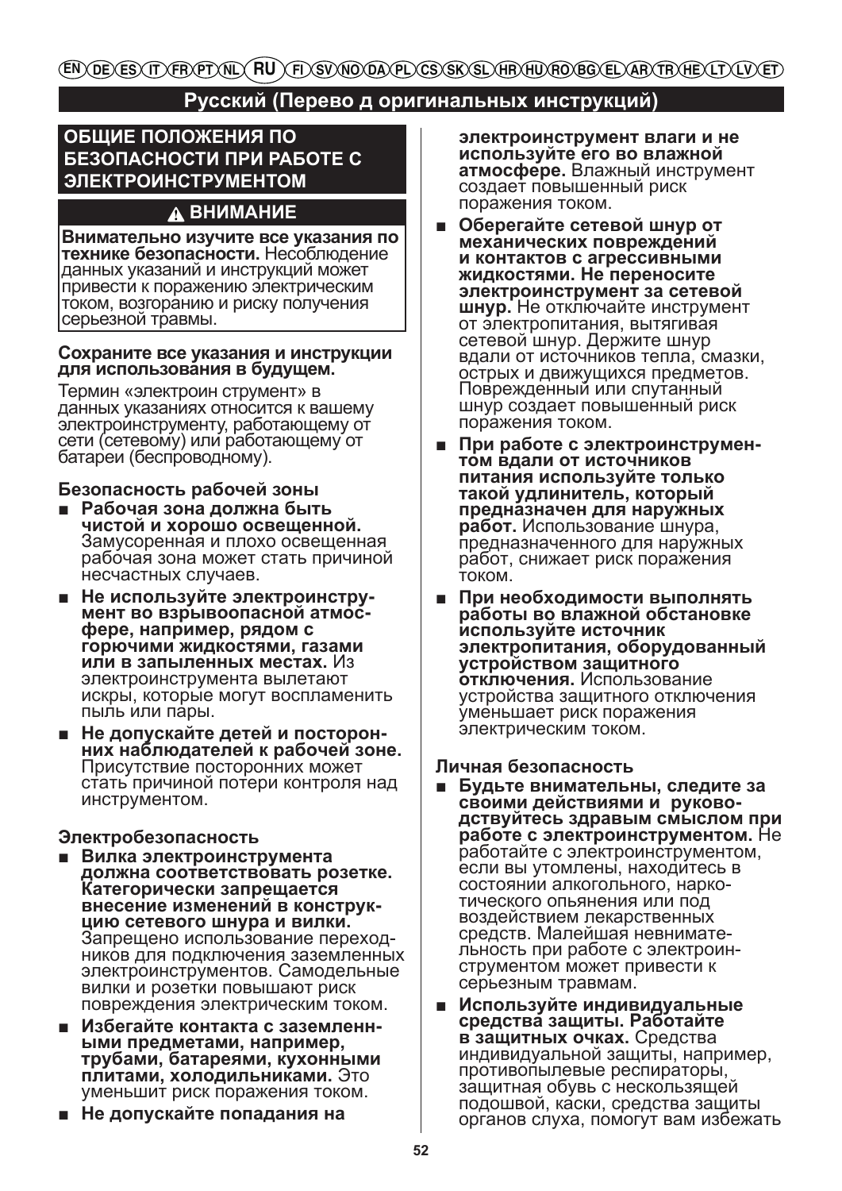EN DE ES IT FR PT NL **RU** FI SV NO DA PL CS SK SL HR HU RO BG EL AR TR HE LT LV ET

## Русский (Перево д оригинальных инструкций)

### ОБЩИЕ ПОЛОЖЕНИЯ ПО БЕЗОПАСНОСТИ ПРИ РАБОТЕ С ЭЛЕКТРОИНСТРУМЕНТОМ

**⚠ ВНИМАНИЕ**

**Внимательно изучите все указания по технике безопасности.** Несоблюдение данных указаний и инструкций может привести к поражению электрическим током, возгоранию и риску получения серьезной травмы.

**Сохраните все указания и инструкции для использования в будущем.**

Термин «электроин струмент» в данных указаниях относится к вашему электроинструменту, работающему от сети (сетевому) или работающему от батареи (беспроводному).

**Безопасность рабочей зоны**

- **Рабочая зона должна быть чистой и хорошо освещенной.** Замусоренная и плохо освещенная рабочая зона может стать причиной несчастных случаев.
- **Не используйте электроинструмент во взрывоопасной атмосфере, например, рядом с горючими жидкостями, газами или в запыленных местах.** Из электроинструмента вылетают искры, которые могут воспламенить пыль или пары.
- **Не допускайте детей и посторонних наблюдателей к рабочей зоне.** Присутствие посторонних может стать причиной потери контроля над инструментом.

**Электробезопасность**

- **Вилка электроинструмента должна соответствовать розетке. Категорически запрещается внесение изменений в конструкцию сетевого шнура и вилки.** Запрещено использование переходников для подключения заземленных электроинструментов. Самодельные вилки и розетки повышают риск повреждения электрическим током.
- **Избегайте контакта с заземленными предметами, например, трубами, батареями, кухонными плитами, холодильниками.** Это уменьшит риск поражения током.
- **Не допускайте попадания на электроинструмент влаги и не используйте его во влажной атмосфере.** Влажный инструмент создает повышенный риск поражения током.
- **Оберегайте сетевой шнур от механических повреждений и контактов с агрессивными жидкостями. Не переносите электроинструмент за сетевой шнур.** Не отключайте инструмент от электропитания, вытягивая сетевой шнур. Держите шнур вдали от источников тепла, смазки, острых и движущихся предметов. Поврежденный или спутанный шнур создает повышенный риск поражения током.
- **При работе с электроинструментом вдали от источников питания используйте только такой удлинитель, который предназначен для наружных работ.** Использование шнура, предназначенного для наружных работ, снижает риск поражения током.
- **При необходимости выполнять работы во влажной обстановке используйте источник электропитания, оборудованный устройством защитного отключения.** Использование устройства защитного отключения уменьшает риск поражения электрическим током.

**Личная безопасность**

- **Будьте внимательны, следите за своими действиями и руководствуйтесь здравым смыслом при работе с электроинструментом.** Не работайте с электроинструментом, если вы утомлены, находитесь в состоянии алкогольного, наркотического опьянения или под воздействием лекарственных средств. Малейшая невнимательность при работе с электроинструментом может привести к серьезным травмам.
- **Используйте индивидуальные средства защиты. Работайте в защитных очках.** Средства индивидуальной защиты, например, противопылевые респираторы, защитная обувь с нескользящей подошвой, каски, средства защиты органов слуха, помогут вам избежать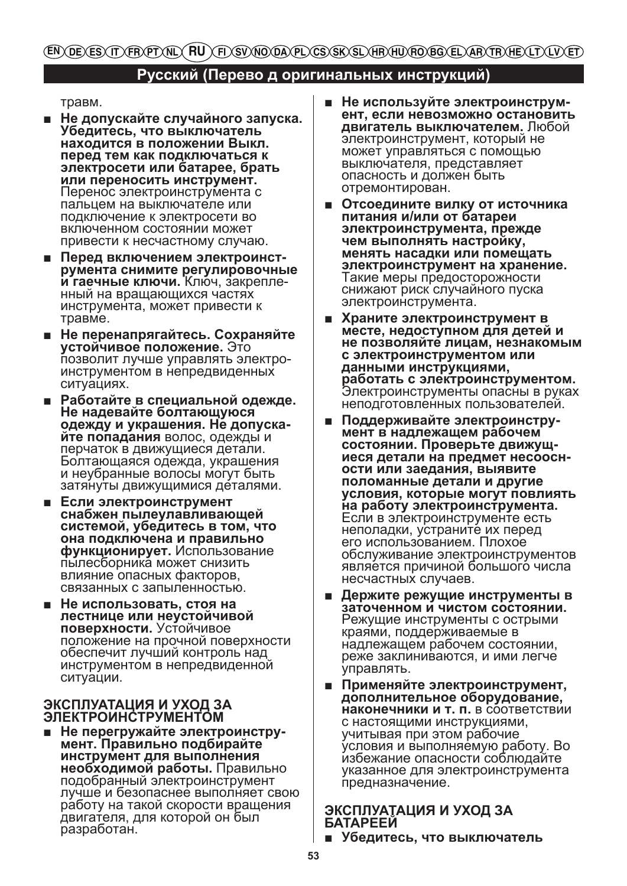травм.

- **Не допускайте случайного запуска. Убедитесь, что выключатель находится в положении Выкл. перед тем как подключаться к электросети или батарее, брать или переносить инструмент.** Перенос электроинструмента с пальцем на выключателе или подключение к электросети во включенном состоянии может привести к несчастному случаю.
- **Перед включением электроинструмента снимите регулировочные и гаечные ключи.** Ключ, закрепленный на вращающихся частях инструмента, может привести к травме.
- **Не перенапрягайтесь. Сохраняйте устойчивое положение.** Это позволит лучше управлять электроинструментом в непредвиденных ситуациях.
- **Работайте в специальной одежде. Не надевайте болтающуюся одежду и украшения. Не допускайте попадания** волос, одежды и перчаток в движущиеся детали. Болтающаяся одежда, украшения и неубранные волосы могут быть затянуты движущимися деталями.
- **Если электроинструмент снабжен пылеулавливающей системой, убедитесь в том, что она подключена и правильно функционирует.** Использование пылесборника может снизить влияние опасных факторов, связанных с запыленностью.
- **Не использовать, стоя на лестнице или неустойчивой поверхности.** Устойчивое положение на прочной поверхности обеспечит лучший контроль над инструментом в непредвиденной ситуации.

## ЭКСПЛУАТАЦИЯ И УХОД ЗА ЭЛЕКТРОИНСТРУМЕНТОМ

- **Не перегружайте электроинструмент. Правильно подбирайте инструмент для выполнения необходимой работы.** Правильно подобранный электроинструмент лучше и безопаснее выполняет свою работу на такой скорости вращения двигателя, для которой он был разработан.
- **Не используйте электроинструмент, если невозможно остановить двигатель выключателем.** Любой электроинструмент, который не может управляться с помощью выключателя, представляет опасность и должен быть отремонтирован.
- **Отсоедините вилку от источника питания и/или от батареи электроинструмента, прежде чем выполнять настройку, менять насадки или помещать электроинструмент на хранение.** Такие меры предосторожности снижают риск случайного пуска электроинструмента.
- **Храните электроинструмент в месте, недоступном для детей и не позволяйте лицам, незнакомым с электроинструментом или данными инструкциями, работать с электроинструментом.** Электроинструменты опасны в руках неподготовленных пользователей.
- **Поддерживайте электроинструмент в надлежащем рабочем состоянии. Проверьте движущиеся детали на предмет несоосности или заедания, выявите поломанные детали и другие условия, которые могут повлиять на работу электроинструмента.** Если в электроинструменте есть неполадки, устраните их перед его использованием. Плохое обслуживание электроинструментов является причиной большого числа несчастных случаев.
- **Держите режущие инструменты в заточенном и чистом состоянии.** Режущие инструменты с острыми краями, поддерживаемые в надлежащем рабочем состоянии, реже заклиниваются, и ими легче управлять.
- **Применяйте электроинструмент, дополнительное оборудование, наконечники и т. п.** в соответствии с настоящими инструкциями, учитывая при этом рабочие условия и выполняемую работу. Во избежание опасности соблюдайте указанное для электроинструмента предназначение.

## ЭКСПЛУАТАЦИЯ И УХОД ЗА БАТАРЕЕЙ

- **Убедитесь, что выключатель**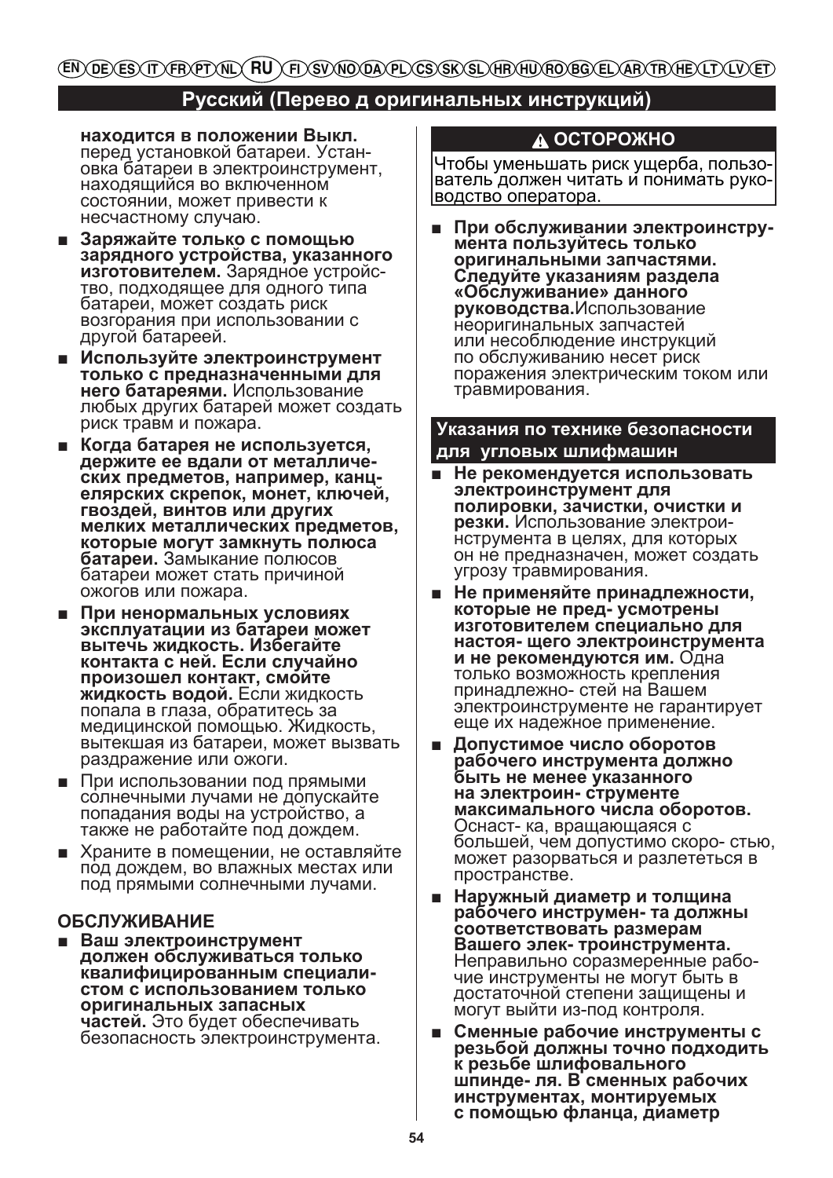## Русский (Перево д оригинальных инструкций)

**находится в положении Выкл.** перед установкой батареи. Установка батареи в электроинструмент, находящийся во включенном состоянии, может привести к несчастному случаю.

- **Заряжайте только с помощью зарядного устройства, указанного изготовителем.** Зарядное устройство, подходящее для одного типа батареи, может создать риск возгорания при использовании с другой батареей.
- **Используйте электроинструмент только с предназначенными для него батареями.** Использование любых других батарей может создать риск травм и пожара.
- **Когда батарея не используется, держите ее вдали от металлических предметов, например, канцелярских скрепок, монет, ключей, гвоздей, винтов или других мелких металлических предметов, которые могут замкнуть полюса батареи.** Замыкание полюсов батареи может стать причиной ожогов или пожара.
- **При ненормальных условиях эксплуатации из батареи может вытечь жидкость. Избегайте контакта с ней. Если случайно произошел контакт, смойте жидкость водой.** Если жидкость попала в глаза, обратитесь за медицинской помощью. Жидкость, вытекшая из батареи, может вызвать раздражение или ожоги.
- При использовании под прямыми солнечными лучами не допускайте попадания воды на устройство, а также не работайте под дождем.
- Храните в помещении, не оставляйте под дождем, во влажных местах или под прямыми солнечными лучами.

### ОБСЛУЖИВАНИЕ

- **Ваш электроинструмент должен обслуживаться только квалифицированным специалистом с использованием только оригинальных запасных частей.** Это будет обеспечивать безопасность электроинструмента.

**⚠ ОСТОРОЖНО**

Чтобы уменьшать риск ущерба, пользователь должен читать и понимать руководство оператора.

- **При обслуживании электроинструмента пользуйтесь только оригинальными запчастями. Следуйте указаниям раздела «Обслуживание» данного руководства.** Использование неоригинальных запчастей или несоблюдение инструкций по обслуживанию несет риск поражения электрическим током или травмирования.

### Указания по технике безопасности для угловых шлифмашин

- **Не рекомендуется использовать электроинструмент для полировки, зачистки, очистки и резки.** Использование электроинструмента в целях, для которых он не предназначен, может создать угрозу травмирования.
- **Не применяйте принадлежности, которые не пред- усмотрены изготовителем специально для настоя- щего электроинструмента и не рекомендуются им.** Одна только возможность крепления принадлежно- стей на Вашем электроинструменте не гарантирует еще их надежное применение.
- **Допустимое число оборотов рабочего инструмента должно быть не менее указанного на электроин- струменте максимального числа оборотов.** Оснаст- ка, вращающаяся с большей, чем допустимо скоро- стью, может разорваться и разлететься в пространстве.
- **Наружный диаметр и толщина рабочего инструмен- та должны соответствовать размерам Вашего элек- троинструмента.** Неправильно соразмеренные рабочие инструменты не могут быть в достаточной степени защищены и могут выйти из-под контроля.
- **Сменные рабочие инструменты с резьбой должны точно подходить к резьбе шлифовального шпинде- ля. В сменных рабочих инструментах, монтируемых с помощью фланца, диаметр**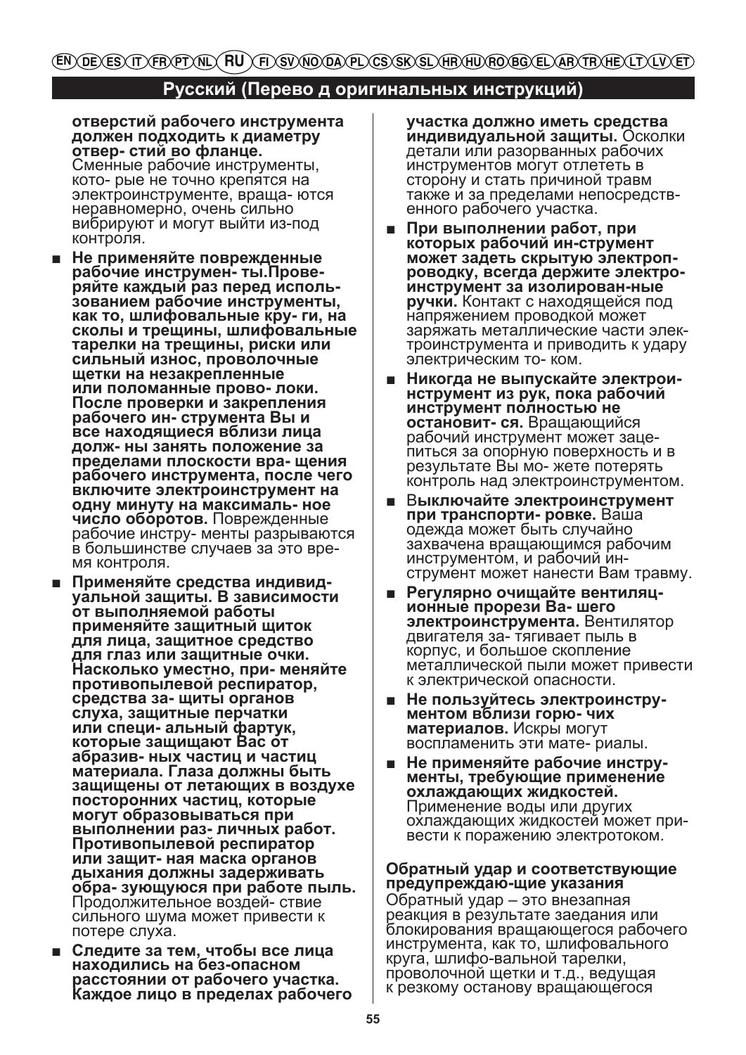## Русский (Перево д оригинальных инструкций)

**отверстий рабочего инструмента должен подходить к диаметру отвер- стий во фланце.** Сменные рабочие инструменты, кото- рые не точно крепятся на электроинструменте, враща- ются неравномерно, очень сильно вибрируют и могут выйти из-под контроля.

- **Не применяйте поврежденные рабочие инструмен- ты.Проверяйте каждый раз перед использованием рабочие инструменты, как то, шлифовальные кру- ги, на сколы и трещины, шлифовальные тарелки на трещины, риски или сильный износ, проволочные щетки на незакрепленные или поломанные прово- локи. После проверки и закрепления рабочего ин- струмента Вы и все находящиеся вблизи лица долж- ны занять положение за пределами плоскости вра- щения рабочего инструмента, после чего включите электроинструмент на одну минуту на максималь- ное число оборотов.** Поврежденные рабочие инстру- менты разрываются в большинстве случаев за это вре- мя контроля.
- **Применяйте средства индивидуальной защиты. В зависимости от выполняемой работы применяйте защитный щиток для лица, защитное средство для глаз или защитные очки. Насколько уместно, при- меняйте противопылевой респиратор, средства за- щиты органов слуха, защитные перчатки или специ- альный фартук, которые защищают Вас от абразив- ных частиц и частиц материала. Глаза должны быть защищены от летающих в воздухе посторонних частиц, которые могут образовываться при выполнении раз- личных работ. Противопылевой респиратор или защит- ная маска органов дыхания должны задерживать обра- зующуюся при работе пыль.** Продолжительное воздей- ствие сильного шума может привести к потере слуха.
- **Следите за тем, чтобы все лица находились на без-опасном расстоянии от рабочего участка. Каждое лицо в пределах рабочего участка должно иметь средства индивидуальной защиты.** Осколки детали или разорванных рабочих инструментов могут отлететь в сторону и стать причиной травм также и за пределами непосредств- енного рабочего участка.
- **При выполнении работ, при которых рабочий ин-струмент может задеть скрытую электропроводку, всегда держите электроинструмент за изолирован-ные ручки.** Контакт с находящейся под напряжением проводкой может заряжать металлические части электроинструмента и приводить к удару электрическим то- ком.
- **Никогда не выпускайте электроинструмент из рук, пока рабочий инструмент полностью не остановит- ся.** Вращающийся рабочий инструмент может зацепиться за опорную поверхность и в результате Вы мо- жете потерять контроль над электроинструментом.
- В**ыключайте электроинструмент при транспорти- ровке.** Ваша одежда может быть случайно захвачена вращающимся рабочим инструментом, и рабочий ин- струмент может нанести Вам травму.
- **Регулярно очищайте вентиляционные прорези Ва- шего электроинструмента.** Вентилятор двигателя за- тягивает пыль в корпус, и большое скопление металлической пыли может привести к электрической опасности.
- **Не пользуйтесь электроинструментом вблизи горю- чих материалов.** Искры могут воспламенить эти мате- риалы.
- **Не применяйте рабочие инструменты, требующие применение охлаждающих жидкостей.** Применение воды или других охлаждающих жидкостей может привести к поражению электротоком.

**Обратный удар и соответствующие предупреждаю-щие указания**

Обратный удар – это внезапная реакция в результате заедания или блокирования вращающегося рабочего инструмента, как то, шлифовального круга, шлифо-вальной тарелки, проволочной щетки и т.д., ведущая к резкому останову вращающегося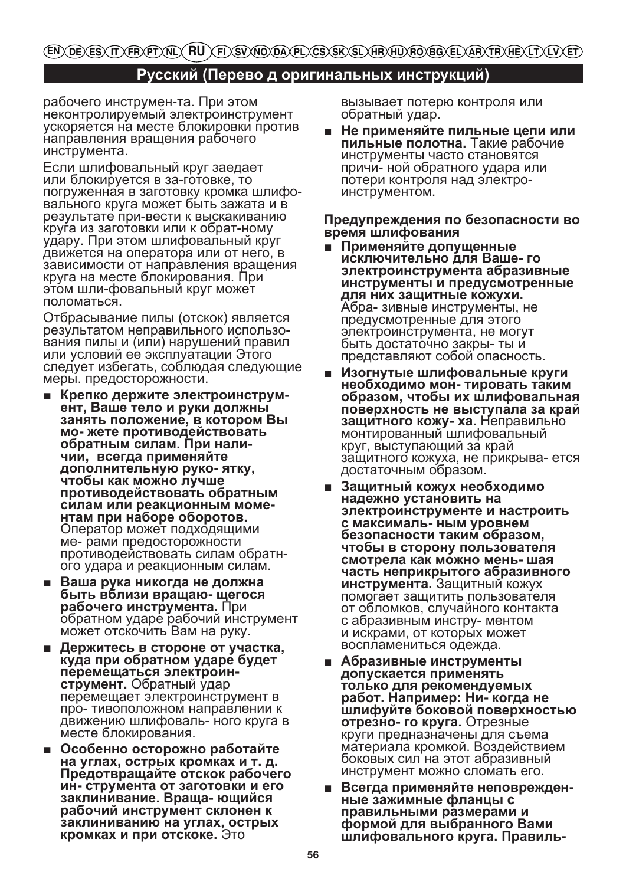## Русский (Перево д оригинальных инструкций)

рабочего инструмен-та. При этом неконтролируемый электроинструмент ускоряется на месте блокировки против направления вращения рабочего инструмента.

Если шлифовальный круг заедает или блокируется в за-готовке, то погруженная в заготовку кромка шлифо-вального круга может быть зажата и в результате при-вести к выскакиванию круга из заготовки или к обрат-ному удару. При этом шлифовальный круг движется на оператора или от него, в зависимости от направления вращения круга на месте блокирования. При этом шли-фовальный круг может поломаться.

Отбрасывание пилы (отскок) является результатом неправильного использо-вания пилы и (или) нарушений правил или условий ее эксплуатации Этого следует избегать, соблюдая следующие меры. предосторожности.

- **Крепко держите электроинструм-ент, Ваше тело и руки должны занять положение, в котором Вы мо- жете противодействовать обратным силам. При нали-чии, всегда применяйте дополнительную руко- ятку, чтобы как можно лучше противодействовать обратным силам или реакционным моме-нтам при наборе оборотов.** Оператор может подходящими ме- рами предосторожности противодействовать силам обратн-ого удара и реакционным силам.
- **Ваша рука никогда не должна быть вблизи вращаю- щегося рабочего инструмента.** При обратном ударе рабочий инструмент может отскочить Вам на руку.
- **Держитесь в стороне от участка, куда при обратном ударе будет перемещаться электроин-струмент.** Обратный удар перемещает электроинструмент в про- тивоположном направлении к движению шлифоваль- ного круга в месте блокирования.
- **Особенно осторожно работайте на углах, острых кромках и т. д. Предотвращайте отскок рабочего ин- струмента от заготовки и его заклинивание. Враща- ющийся рабочий инструмент склонен к заклиниванию на углах, острых кромках и при отскоке.** Это вызывает потерю контроля или обратный удар.
- **Не применяйте пильные цепи или пильные полотна.** Такие рабочие инструменты часто становятся причи- ной обратного удара или потери контроля над электро-инструментом.

**Предупреждения по безопасности во время шлифования**

- **Применяйте допущенные исключительно для Ваше- го электроинструмента абразивные инструменты и предусмотренные для них защитные кожухи.** Абра- зивные инструменты, не предусмотренные для этого электроинструмента, не могут быть достаточно закры- ты и представляют собой опасность.
- **Изогнутые шлифовальные круги необходимо мон- тировать таким образом, чтобы их шлифовальная поверхность не выступала за край защитного кожу- ха.** Неправильно монтированный шлифовальный круг, выступающий за край защитного кожуха, не прикрыва- ется достаточным образом.
- **Защитный кожух необходимо надежно установить на электроинструменте и настроить с максималь- ным уровнем безопасности таким образом, чтобы в сторону пользователя смотрела как можно мень- шая часть неприкрытого абразивного инструмента.** Защитный кожух помогает защитить пользователя от обломков, случайного контакта с абразивным инстру- ментом и искрами, от которых может воспламениться одежда.
- **Абразивные инструменты допускается применять только для рекомендуемых работ. Например: Ни- когда не шлифуйте боковой поверхностью отрезно- го круга.** Отрезные круги предназначены для съема материала кромкой. Воздействием боковых сил на этот абразивный инструмент можно сломать его.
- **Всегда применяйте неповрежден-ные зажимные фланцы с правильными размерами и формой для выбранного Вами шлифовального круга. Правиль-**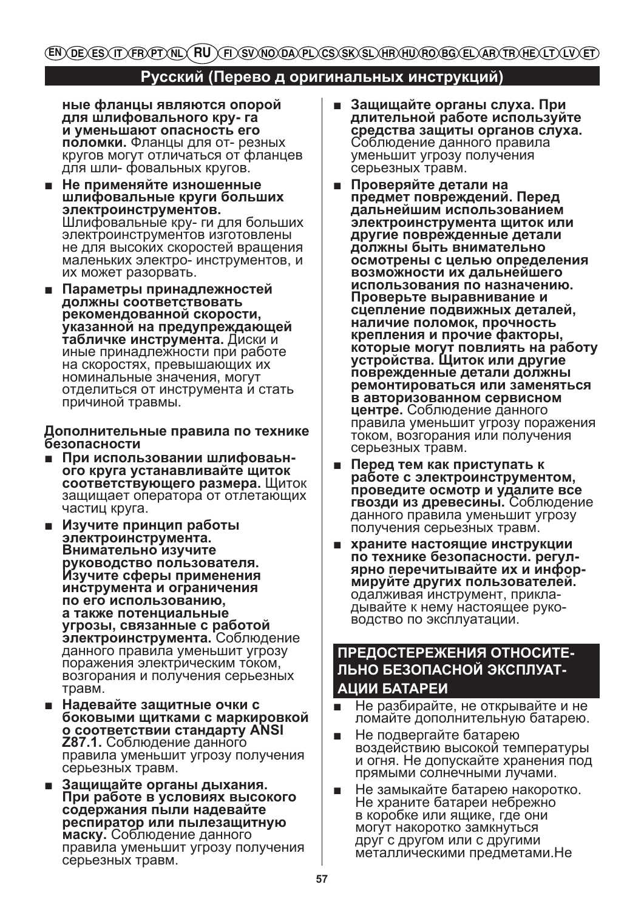## Русский (Перево д оригинальных инструкций)

**ные фланцы являются опорой для шлифовального кру- га и уменьшают опасность его поломки.** Фланцы для от- резных кругов могут отличаться от фланцев для шли- фовальных кругов.

- **Не применяйте изношенные шлифовальные круги больших электроинструментов.** Шлифовальные кру- ги для больших электроинструментов изготовлены не для высоких скоростей вращения маленьких электро- инструментов, и их может разорвать.
- **Параметры принадлежностей должны соответствовать рекомендованной скорости, указанной на предупреждающей табличке инструмента.** Диски и иные принадлежности при работе на скоростях, превышающих их номинальные значения, могут отделиться от инструмента и стать причиной травмы.

**Дополнительные правила по технике безопасности**

- **При использовании шлифоваьн- ого круга устанавливайте щиток соответствующего размера.** Щиток защищает оператора от отлетающих частиц круга.
- **Изучите принцип работы электроинструмента. Внимательно изучите руководство пользователя. Изучите сферы применения инструмента и ограничения по его использованию, а также потенциальные угрозы, связанные с работой электроинструмента.** Соблюдение данного правила уменьшит угрозу поражения электрическим током, возгорания и получения серьезных травм.
- **Надевайте защитные очки с боковыми щитками с маркировкой о соответствии стандарту ANSI Z87.1.** Соблюдение данного правила уменьшит угрозу получения серьезных травм.
- **Защищайте органы дыхания. При работе в условиях высокого содержания пыли надевайте респиратор или пылезащитную маску.** Соблюдение данного правила уменьшит угрозу получения серьезных травм.
- **Защищайте органы слуха. При длительной работе используйте средства защиты органов слуха.** Соблюдение данного правила уменьшит угрозу получения серьезных травм.
- **Проверяйте детали на предмет повреждений. Перед дальнейшим использованием электроинструмента щиток или другие поврежденные детали должны быть внимательно осмотрены с целью определения возможности их дальнейшего использования по назначению. Проверьте выравнивание и сцепление подвижных деталей, наличие поломок, прочность крепления и прочие факторы, которые могут повлиять на работу устройства. Щиток или другие поврежденные детали должны ремонтироваться или заменяться в авторизованном сервисном центре.** Соблюдение данного правила уменьшит угрозу поражения током, возгорания или получения серьезных травм.
- **Перед тем как приступать к работе с электроинструментом, проведите осмотр и удалите все гвозди из древесины.** Соблюдение данного правила уменьшит угрозу получения серьезных травм.
- **храните настоящие инструкции по технике безопасности. регул- ярно перечитывайте их и инфор- мируйте других пользователей.** одалживая инструмент, прикла- дывайте к нему настоящее руко- водство по эксплуатации.

## ПРЕДОСТЕРЕЖЕНИЯ ОТНОСИТЕ- ЛЬНО БЕЗОПАСНОЙ ЭКСПЛУАТ- АЦИИ БАТАРЕИ

- Не разбирайте, не открывайте и не ломайте дополнительную батарею.
- Не подвергайте батарею воздействию высокой температуры и огня. Не допускайте хранения под прямыми солнечными лучами.
- Не замыкайте батарею накоротко. Не храните батареи небрежно в коробке или ящике, где они могут накоротко замкнуться друг с другом или с другими металлическими предметами.Не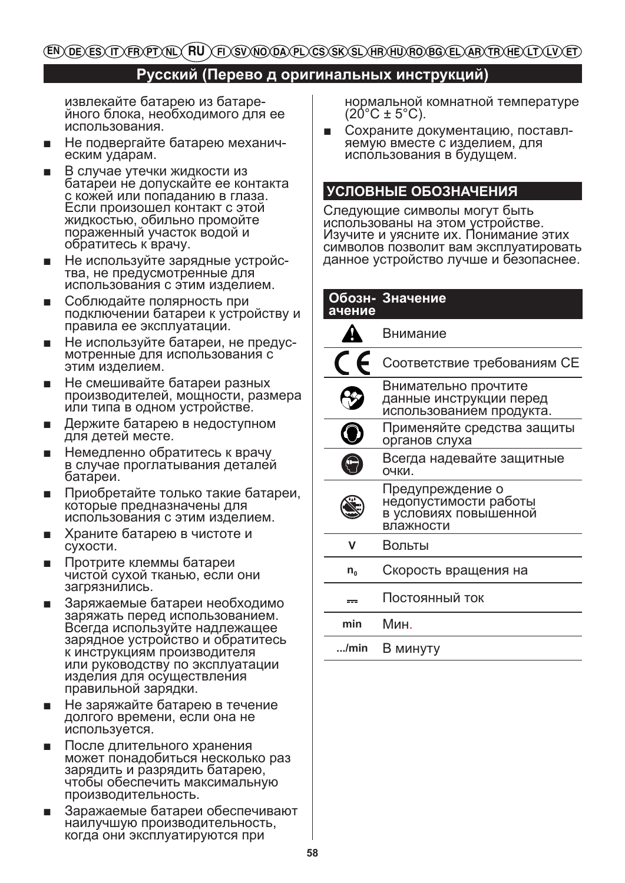## Русский (Перево д оригинальных инструкций)

извлекайте батарею из батарейного блока, необходимого для ее использования.

- Не подвергайте батарею механическим ударам.
- В случае утечки жидкости из батареи не допускайте ее контакта с кожей или попаданию в глаза. Если произошел контакт с этой жидкостью, обильно промойте пораженный участок водой и обратитесь к врачу.
- Не используйте зарядные устройства, не предусмотренные для использования с этим изделием.
- Соблюдайте полярность при подключении батареи к устройству и правила ее эксплуатации.
- Не используйте батареи, не предусмотренные для использования с этим изделием.
- Не смешивайте батареи разных производителей, мощности, размера или типа в одном устройстве.
- Держите батарею в недоступном для детей месте.
- Немедленно обратитесь к врачу в случае проглатывания деталей батареи.
- Приобретайте только такие батареи, которые предназначены для использования с этим изделием.
- Храните батарею в чистоте и сухости.
- Протрите клеммы батареи чистой сухой тканью, если они загрязнились.
- Заряжаемые батареи необходимо заряжать перед использованием. Всегда используйте надлежащее зарядное устройство и обратитесь к инструкциям производителя или руководству по эксплуатации изделия для осуществления правильной зарядки.
- Не заряжайте батарею в течение долгого времени, если она не используется.
- После длительного хранения может понадобиться несколько раз зарядить и разрядить батарею, чтобы обеспечить максимальную производительность.
- Заражаемые батареи обеспечивают наилучшую производительность, когда они эксплуатируются при нормальной комнатной температуре (20°C ± 5°C).
- Сохраните документацию, поставляемую вместе с изделием, для использования в будущем.

## УСЛОВНЫЕ ОБОЗНАЧЕНИЯ

Следующие символы могут быть использованы на этом устройстве. Изучите и уясните их. Понимание этих символов позволит вам эксплуатировать данное устройство лучше и безопаснее.

| Обозначение | Значение |
|---|---|
| ⚠ | Внимание |
| CE | Соответствие требованиям CE |
| | Внимательно прочтите данные инструкции перед использованием продукта. |
| | Применяйте средства защиты органов слуха |
| | Всегда надевайте защитные очки. |
| | Предупреждение о недопустимости работы в условиях повышенной влажности |
| V | Вольты |
| $n_0$ | Скорость вращения на |
| ⎓ | Постоянный ток |
| min | Мин. |
| .../min | В минуту |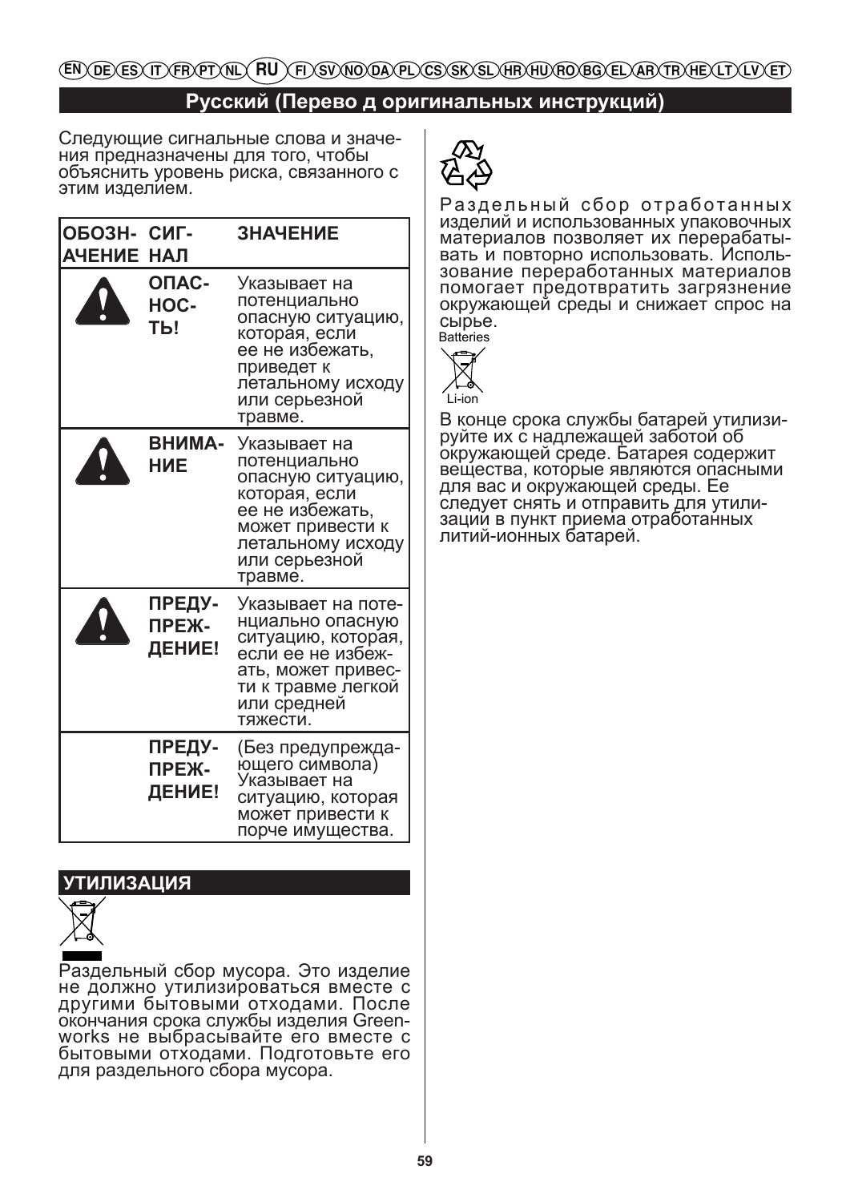EN DE ES IT FR PT NL **RU** FI SV NO DA PL CS SK SL HR HU RO BG EL AR TR HE LT LV ET

## Русский (Перево д оригинальных инструкций)

Следующие сигнальные слова и значения предназначены для того, чтобы объяснить уровень риска, связанного с этим изделием.

| ОБОЗНАЧЕНИЕ | СИГНАЛ | ЗНАЧЕНИЕ |
|---|---|---|
| ⚠ | **ОПАСНОСТЬ!** | Указывает на потенциально опасную ситуацию, которая, если ее не избежать, приведет к летальному исходу или серьезной травме. |
| ⚠ | **ВНИМАНИЕ** | Указывает на потенциально опасную ситуацию, которая, если ее не избежать, может привести к летальному исходу или серьезной травме. |
| ⚠ | **ПРЕДУПРЕЖДЕНИЕ!** | Указывает на потенциально опасную ситуацию, которая, если ее не избежать, может привести к травме легкой или средней тяжести. |
| | **ПРЕДУПРЕЖДЕНИЕ!** | (Без предупреждающего символа) Указывает на ситуацию, которая может привести к порче имущества. |

## УТИЛИЗАЦИЯ

Раздельный сбор мусора. Это изделие не должно утилизироваться вместе с другими бытовыми отходами. После окончания срока службы изделия Greenworks не выбрасывайте его вместе с бытовыми отходами. Подготовьте его для раздельного сбора мусора.

Раздельный сбор отработанных изделий и использованных упаковочных материалов позволяет их перерабатывать и повторно использовать. Использование переработанных материалов помогает предотвратить загрязнение окружающей среды и снижает спрос на сырье.

Batteries

Li-ion

В конце срока службы батарей утилизируйте их с надлежащей заботой об окружающей среде. Батарея содержит вещества, которые являются опасными для вас и окружающей среды. Ее следует снять и отправить для утилизации в пункт приема отработанных литий-ионных батарей.